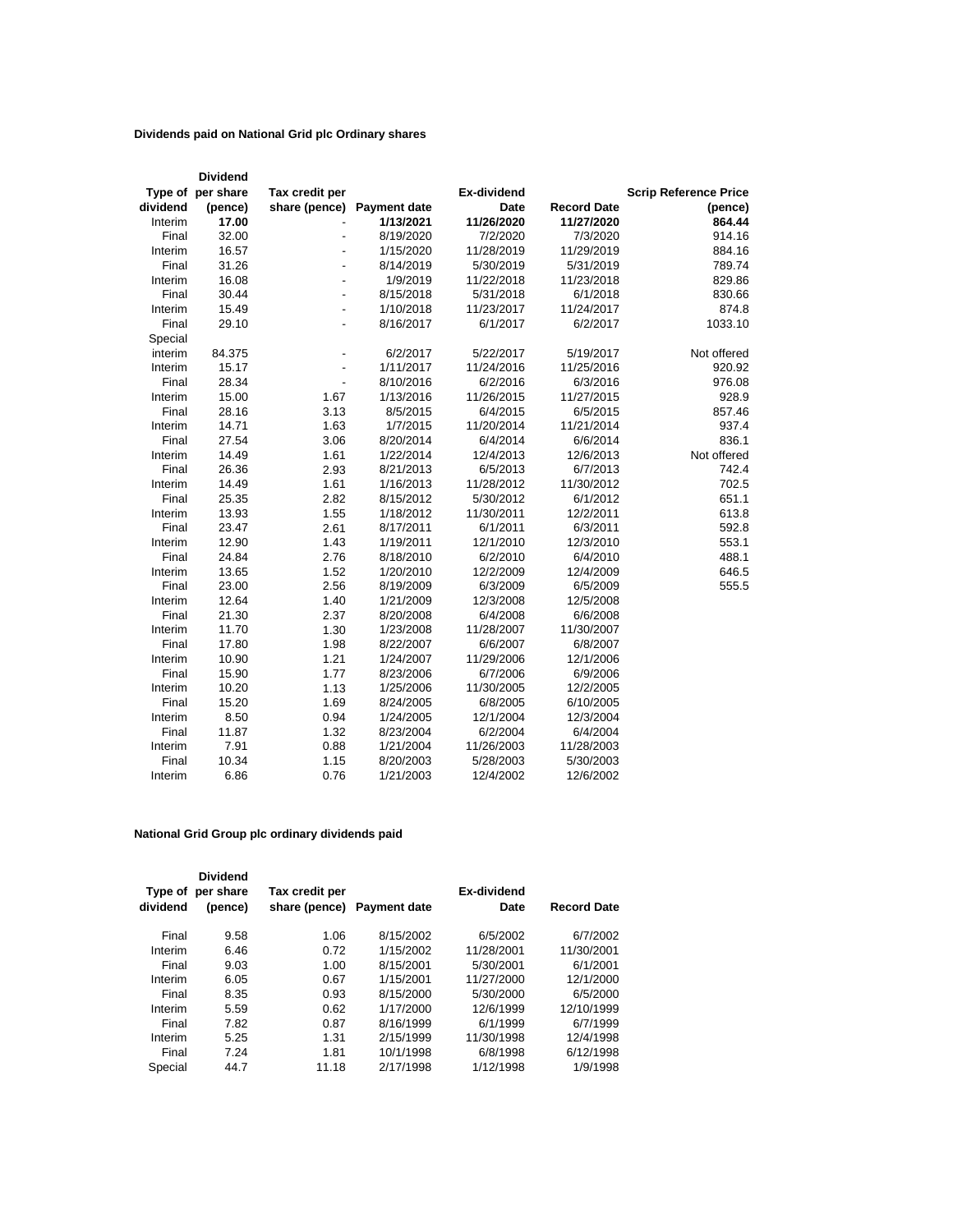**Dividends paid on National Grid plc Ordinary shares**

| Type of dividend | Dividend per share (pence) | Tax credit per share (pence) | Payment date | Ex-dividend Date | Record Date | Scrip Reference Price (pence) |
|---|---|---|---|---|---|---|
| Interim | **17.00** | - | **1/13/2021** | **11/26/2020** | **11/27/2020** | **864.44** |
| Final | 32.00 | - | 8/19/2020 | 7/2/2020 | 7/3/2020 | 914.16 |
| Interim | 16.57 | - | 1/15/2020 | 11/28/2019 | 11/29/2019 | 884.16 |
| Final | 31.26 | - | 8/14/2019 | 5/30/2019 | 5/31/2019 | 789.74 |
| Interim | 16.08 | - | 1/9/2019 | 11/22/2018 | 11/23/2018 | 829.86 |
| Final | 30.44 | - | 8/15/2018 | 5/31/2018 | 6/1/2018 | 830.66 |
| Interim | 15.49 | - | 1/10/2018 | 11/23/2017 | 11/24/2017 | 874.8 |
| Final | 29.10 | - | 8/16/2017 | 6/1/2017 | 6/2/2017 | 1033.10 |
| Special interim | 84.375 | - | 6/2/2017 | 5/22/2017 | 5/19/2017 | Not offered |
| Interim | 15.17 | - | 1/11/2017 | 11/24/2016 | 11/25/2016 | 920.92 |
| Final | 28.34 | - | 8/10/2016 | 6/2/2016 | 6/3/2016 | 976.08 |
| Interim | 15.00 | 1.67 | 1/13/2016 | 11/26/2015 | 11/27/2015 | 928.9 |
| Final | 28.16 | 3.13 | 8/5/2015 | 6/4/2015 | 6/5/2015 | 857.46 |
| Interim | 14.71 | 1.63 | 1/7/2015 | 11/20/2014 | 11/21/2014 | 937.4 |
| Final | 27.54 | 3.06 | 8/20/2014 | 6/4/2014 | 6/6/2014 | 836.1 |
| Interim | 14.49 | 1.61 | 1/22/2014 | 12/4/2013 | 12/6/2013 | Not offered |
| Final | 26.36 | 2.93 | 8/21/2013 | 6/5/2013 | 6/7/2013 | 742.4 |
| Interim | 14.49 | 1.61 | 1/16/2013 | 11/28/2012 | 11/30/2012 | 702.5 |
| Final | 25.35 | 2.82 | 8/15/2012 | 5/30/2012 | 6/1/2012 | 651.1 |
| Interim | 13.93 | 1.55 | 1/18/2012 | 11/30/2011 | 12/2/2011 | 613.8 |
| Final | 23.47 | 2.61 | 8/17/2011 | 6/1/2011 | 6/3/2011 | 592.8 |
| Interim | 12.90 | 1.43 | 1/19/2011 | 12/1/2010 | 12/3/2010 | 553.1 |
| Final | 24.84 | 2.76 | 8/18/2010 | 6/2/2010 | 6/4/2010 | 488.1 |
| Interim | 13.65 | 1.52 | 1/20/2010 | 12/2/2009 | 12/4/2009 | 646.5 |
| Final | 23.00 | 2.56 | 8/19/2009 | 6/3/2009 | 6/5/2009 | 555.5 |
| Interim | 12.64 | 1.40 | 1/21/2009 | 12/3/2008 | 12/5/2008 | |
| Final | 21.30 | 2.37 | 8/20/2008 | 6/4/2008 | 6/6/2008 | |
| Interim | 11.70 | 1.30 | 1/23/2008 | 11/28/2007 | 11/30/2007 | |
| Final | 17.80 | 1.98 | 8/22/2007 | 6/6/2007 | 6/8/2007 | |
| Interim | 10.90 | 1.21 | 1/24/2007 | 11/29/2006 | 12/1/2006 | |
| Final | 15.90 | 1.77 | 8/23/2006 | 6/7/2006 | 6/9/2006 | |
| Interim | 10.20 | 1.13 | 1/25/2006 | 11/30/2005 | 12/2/2005 | |
| Final | 15.20 | 1.69 | 8/24/2005 | 6/8/2005 | 6/10/2005 | |
| Interim | 8.50 | 0.94 | 1/24/2005 | 12/1/2004 | 12/3/2004 | |
| Final | 11.87 | 1.32 | 8/23/2004 | 6/2/2004 | 6/4/2004 | |
| Interim | 7.91 | 0.88 | 1/21/2004 | 11/26/2003 | 11/28/2003 | |
| Final | 10.34 | 1.15 | 8/20/2003 | 5/28/2003 | 5/30/2003 | |
| Interim | 6.86 | 0.76 | 1/21/2003 | 12/4/2002 | 12/6/2002 | |

**National Grid Group plc ordinary dividends paid**

| Type of dividend | Dividend per share (pence) | Tax credit per share (pence) | Payment date | Ex-dividend Date | Record Date |
|---|---|---|---|---|---|
| Final | 9.58 | 1.06 | 8/15/2002 | 6/5/2002 | 6/7/2002 |
| Interim | 6.46 | 0.72 | 1/15/2002 | 11/28/2001 | 11/30/2001 |
| Final | 9.03 | 1.00 | 8/15/2001 | 5/30/2001 | 6/1/2001 |
| Interim | 6.05 | 0.67 | 1/15/2001 | 11/27/2000 | 12/1/2000 |
| Final | 8.35 | 0.93 | 8/15/2000 | 5/30/2000 | 6/5/2000 |
| Interim | 5.59 | 0.62 | 1/17/2000 | 12/6/1999 | 12/10/1999 |
| Final | 7.82 | 0.87 | 8/16/1999 | 6/1/1999 | 6/7/1999 |
| Interim | 5.25 | 1.31 | 2/15/1999 | 11/30/1998 | 12/4/1998 |
| Final | 7.24 | 1.81 | 10/1/1998 | 6/8/1998 | 6/12/1998 |
| Special | 44.7 | 11.18 | 2/17/1998 | 1/12/1998 | 1/9/1998 |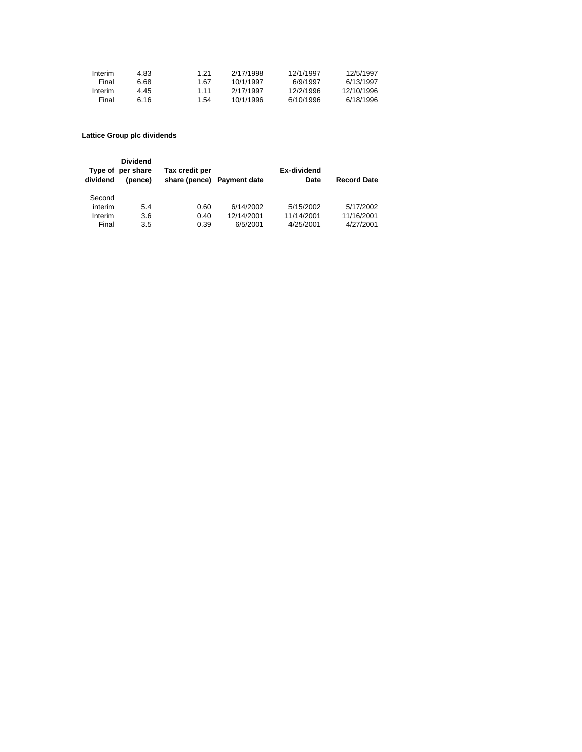| | | | | | |
|---|---|---|---|---|---|
| Interim | 4.83 | 1.21 | 2/17/1998 | 12/1/1997 | 12/5/1997 |
| Final | 6.68 | 1.67 | 10/1/1997 | 6/9/1997 | 6/13/1997 |
| Interim | 4.45 | 1.11 | 2/17/1997 | 12/2/1996 | 12/10/1996 |
| Final | 6.16 | 1.54 | 10/1/1996 | 6/10/1996 | 6/18/1996 |

**Lattice Group plc dividends**

| Type of dividend | Dividend per share (pence) | Tax credit per share (pence) | Payment date | Ex-dividend Date | Record Date |
|---|---|---|---|---|---|
| Second interim | 5.4 | 0.60 | 6/14/2002 | 5/15/2002 | 5/17/2002 |
| Interim | 3.6 | 0.40 | 12/14/2001 | 11/14/2001 | 11/16/2001 |
| Final | 3.5 | 0.39 | 6/5/2001 | 4/25/2001 | 4/27/2001 |